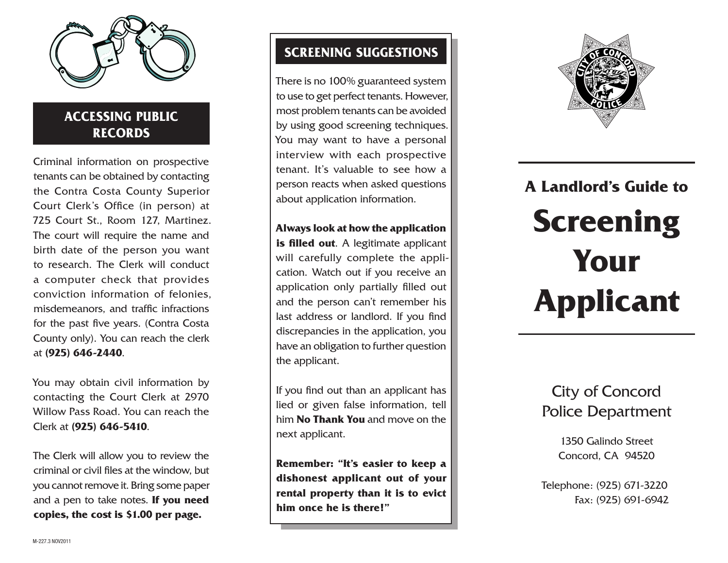## ACCESSING PUBLIC RECORDS

Criminal information on prospective tenants can be obtained by contacting the Contra Costa County Superior Court Clerk's Office (in person) at 725 Court St., Room 127, Martinez. The court will require the name and birth date of the person you want to research. The Clerk will conduct a computer check that provides conviction information of felonies, misdemeanors, and traffic infractions for the past five years. (Contra Costa County only). You can reach the clerk at **(925) 646-2440**.

You may obtain civil information by contacting the Court Clerk at 2970 Willow Pass Road. You can reach the Clerk at **(925) 646-5410**.

The Clerk will allow you to review the criminal or civil files at the window, but you cannot remove it. Bring some paper and a pen to take notes. **If you need copies, the cost is $1.00 per page.**

M-227.3 NOV2011

## SCREENING SUGGESTIONS

There is no 100% guaranteed system to use to get perfect tenants. However, most problem tenants can be avoided by using good screening techniques. You may want to have a personal interview with each prospective tenant. It's valuable to see how a person reacts when asked questions about application information.

**Always look at how the application is filled out**. A legitimate applicant will carefully complete the application. Watch out if you receive an application only partially filled out and the person can't remember his last address or landlord. If you find discrepancies in the application, you have an obligation to further question the applicant.

If you find out than an applicant has lied or given false information, tell him **No Thank You** and move on the next applicant.

**Remember: "It's easier to keep a dishonest applicant out of your rental property than it is to evict him once he is there!"**

### A Landlord's Guide to

# Screening Your Applicant

City of Concord
Police Department

1350 Galindo Street
Concord, CA 94520

Telephone: (925) 671-3220
Fax: (925) 691-6942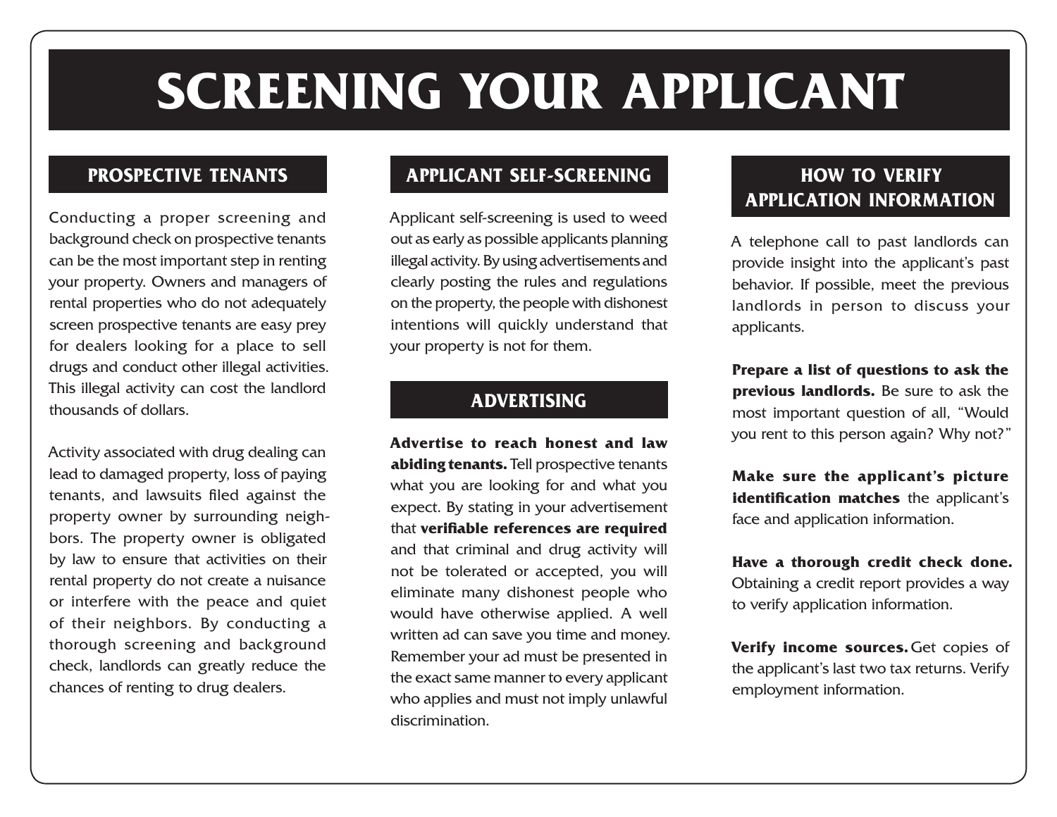# SCREENING YOUR APPLICANT

## PROSPECTIVE TENANTS

Conducting a proper screening and background check on prospective tenants can be the most important step in renting your property. Owners and managers of rental properties who do not adequately screen prospective tenants are easy prey for dealers looking for a place to sell drugs and conduct other illegal activities. This illegal activity can cost the landlord thousands of dollars.

Activity associated with drug dealing can lead to damaged property, loss of paying tenants, and lawsuits filed against the property owner by surrounding neighbors. The property owner is obligated by law to ensure that activities on their rental property do not create a nuisance or interfere with the peace and quiet of their neighbors. By conducting a thorough screening and background check, landlords can greatly reduce the chances of renting to drug dealers.

## APPLICANT SELF-SCREENING

Applicant self-screening is used to weed out as early as possible applicants planning illegal activity. By using advertisements and clearly posting the rules and regulations on the property, the people with dishonest intentions will quickly understand that your property is not for them.

## ADVERTISING

**Advertise to reach honest and law abiding tenants.** Tell prospective tenants what you are looking for and what you expect. By stating in your advertisement that **verifiable references are required** and that criminal and drug activity will not be tolerated or accepted, you will eliminate many dishonest people who would have otherwise applied. A well written ad can save you time and money. Remember your ad must be presented in the exact same manner to every applicant who applies and must not imply unlawful discrimination.

## HOW TO VERIFY APPLICATION INFORMATION

A telephone call to past landlords can provide insight into the applicant's past behavior. If possible, meet the previous landlords in person to discuss your applicants.

**Prepare a list of questions to ask the previous landlords.** Be sure to ask the most important question of all, "Would you rent to this person again? Why not?"

**Make sure the applicant's picture identification matches** the applicant's face and application information.

**Have a thorough credit check done.** Obtaining a credit report provides a way to verify application information.

**Verify income sources.** Get copies of the applicant's last two tax returns. Verify employment information.